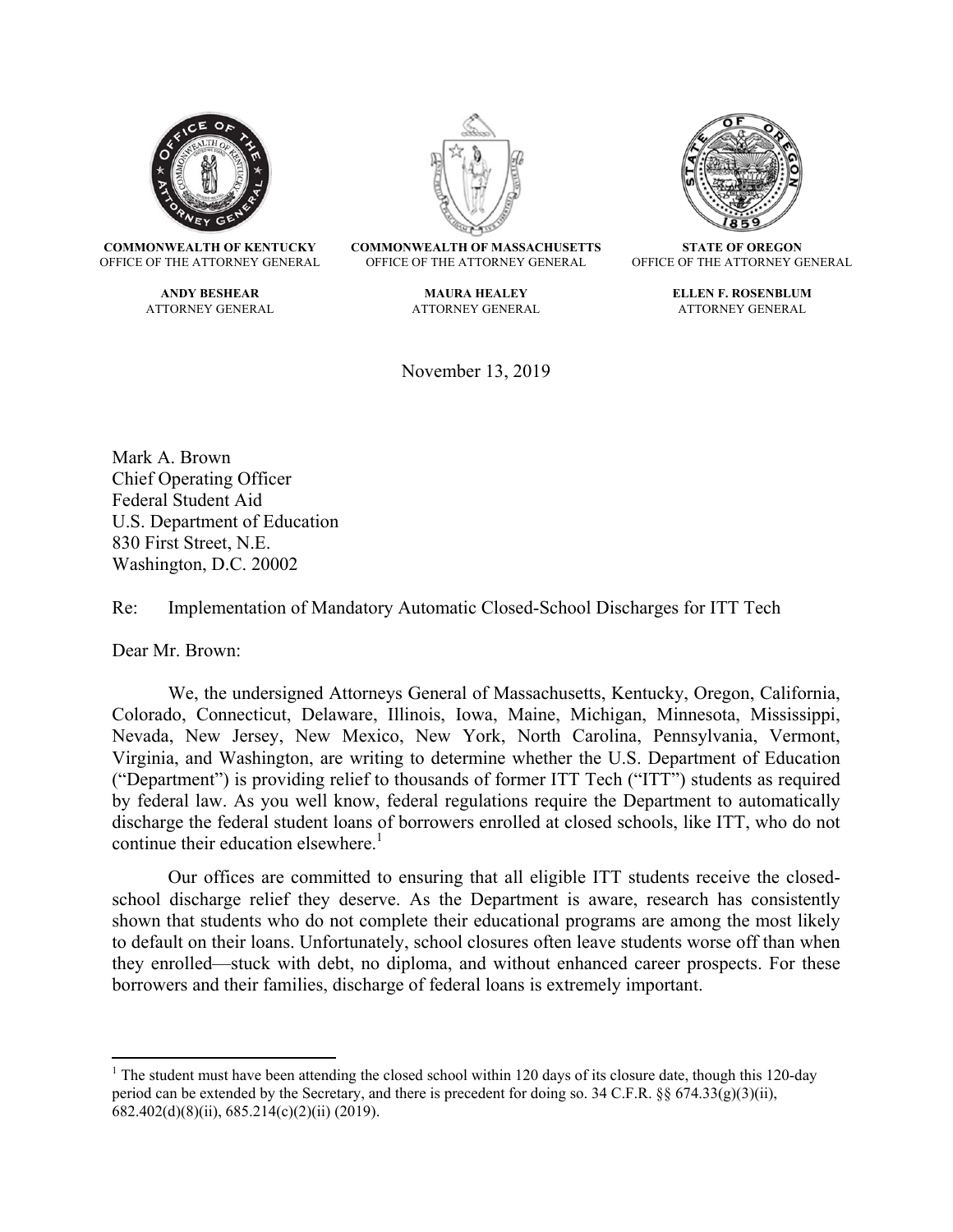**COMMONWEALTH OF KENTUCKY**
OFFICE OF THE ATTORNEY GENERAL

**ANDY BESHEAR**
ATTORNEY GENERAL

**COMMONWEALTH OF MASSACHUSETTS**
OFFICE OF THE ATTORNEY GENERAL

**MAURA HEALEY**
ATTORNEY GENERAL

**STATE OF OREGON**
OFFICE OF THE ATTORNEY GENERAL

**ELLEN F. ROSENBLUM**
ATTORNEY GENERAL

November 13, 2019

Mark A. Brown
Chief Operating Officer
Federal Student Aid
U.S. Department of Education
830 First Street, N.E.
Washington, D.C. 20002

Re: Implementation of Mandatory Automatic Closed-School Discharges for ITT Tech

Dear Mr. Brown:

We, the undersigned Attorneys General of Massachusetts, Kentucky, Oregon, California, Colorado, Connecticut, Delaware, Illinois, Iowa, Maine, Michigan, Minnesota, Mississippi, Nevada, New Jersey, New Mexico, New York, North Carolina, Pennsylvania, Vermont, Virginia, and Washington, are writing to determine whether the U.S. Department of Education ("Department") is providing relief to thousands of former ITT Tech ("ITT") students as required by federal law. As you well know, federal regulations require the Department to automatically discharge the federal student loans of borrowers enrolled at closed schools, like ITT, who do not continue their education elsewhere.[1]

Our offices are committed to ensuring that all eligible ITT students receive the closed-school discharge relief they deserve. As the Department is aware, research has consistently shown that students who do not complete their educational programs are among the most likely to default on their loans. Unfortunately, school closures often leave students worse off than when they enrolled—stuck with debt, no diploma, and without enhanced career prospects. For these borrowers and their families, discharge of federal loans is extremely important.

[1] The student must have been attending the closed school within 120 days of its closure date, though this 120-day period can be extended by the Secretary, and there is precedent for doing so. 34 C.F.R. §§ 674.33(g)(3)(ii), 682.402(d)(8)(ii), 685.214(c)(2)(ii) (2019).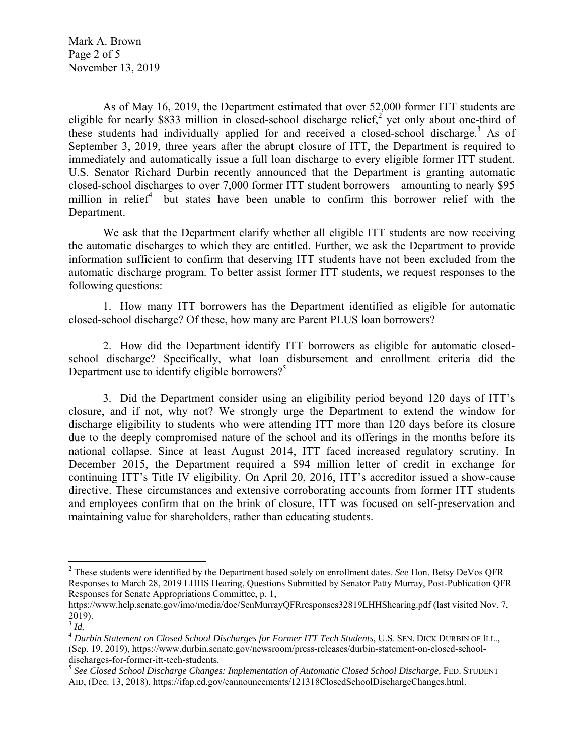As of May 16, 2019, the Department estimated that over 52,000 former ITT students are eligible for nearly $833 million in closed-school discharge relief,[2] yet only about one-third of these students had individually applied for and received a closed-school discharge.[3] As of September 3, 2019, three years after the abrupt closure of ITT, the Department is required to immediately and automatically issue a full loan discharge to every eligible former ITT student. U.S. Senator Richard Durbin recently announced that the Department is granting automatic closed-school discharges to over 7,000 former ITT student borrowers—amounting to nearly $95 million in relief[4]—but states have been unable to confirm this borrower relief with the Department.

We ask that the Department clarify whether all eligible ITT students are now receiving the automatic discharges to which they are entitled. Further, we ask the Department to provide information sufficient to confirm that deserving ITT students have not been excluded from the automatic discharge program. To better assist former ITT students, we request responses to the following questions:

1. How many ITT borrowers has the Department identified as eligible for automatic closed-school discharge? Of these, how many are Parent PLUS loan borrowers?

2. How did the Department identify ITT borrowers as eligible for automatic closed-school discharge? Specifically, what loan disbursement and enrollment criteria did the Department use to identify eligible borrowers?[5]

3. Did the Department consider using an eligibility period beyond 120 days of ITT's closure, and if not, why not? We strongly urge the Department to extend the window for discharge eligibility to students who were attending ITT more than 120 days before its closure due to the deeply compromised nature of the school and its offerings in the months before its national collapse. Since at least August 2014, ITT faced increased regulatory scrutiny. In December 2015, the Department required a $94 million letter of credit in exchange for continuing ITT's Title IV eligibility. On April 20, 2016, ITT's accreditor issued a show-cause directive. These circumstances and extensive corroborating accounts from former ITT students and employees confirm that on the brink of closure, ITT was focused on self-preservation and maintaining value for shareholders, rather than educating students.

---

[2] These students were identified by the Department based solely on enrollment dates. *See* Hon. Betsy DeVos QFR Responses to March 28, 2019 LHHS Hearing, Questions Submitted by Senator Patty Murray, Post-Publication QFR Responses for Senate Appropriations Committee, p. 1, https://www.help.senate.gov/imo/media/doc/SenMurrayQFRresponses32819LHHShearing.pdf (last visited Nov. 7, 2019).

[3] *Id.*

[4] *Durbin Statement on Closed School Discharges for Former ITT Tech Students*, U.S. SEN. DICK DURBIN OF ILL., (Sep. 19, 2019), https://www.durbin.senate.gov/newsroom/press-releases/durbin-statement-on-closed-school-discharges-for-former-itt-tech-students.

[5] *See Closed School Discharge Changes: Implementation of Automatic Closed School Discharge,* FED. STUDENT AID, (Dec. 13, 2018), https://ifap.ed.gov/eannouncements/121318ClosedSchoolDischargeChanges.html.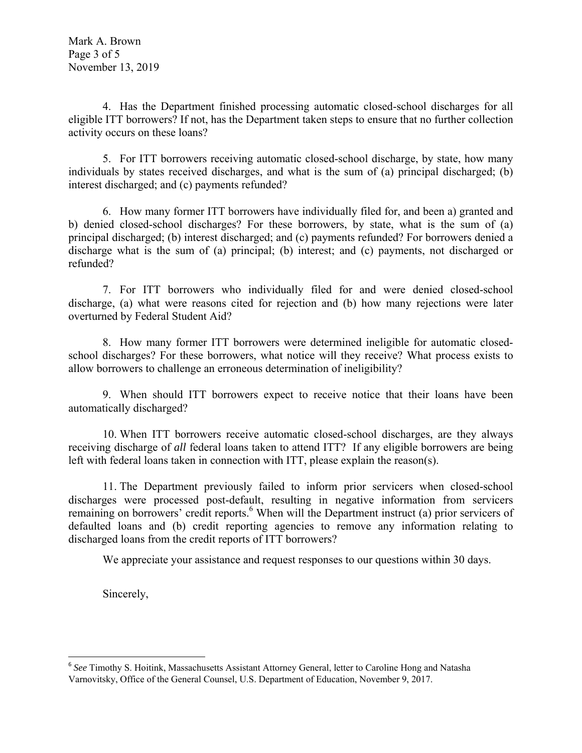4. Has the Department finished processing automatic closed-school discharges for all eligible ITT borrowers? If not, has the Department taken steps to ensure that no further collection activity occurs on these loans?

5. For ITT borrowers receiving automatic closed-school discharge, by state, how many individuals by states received discharges, and what is the sum of (a) principal discharged; (b) interest discharged; and (c) payments refunded?

6. How many former ITT borrowers have individually filed for, and been a) granted and b) denied closed-school discharges? For these borrowers, by state, what is the sum of (a) principal discharged; (b) interest discharged; and (c) payments refunded? For borrowers denied a discharge what is the sum of (a) principal; (b) interest; and (c) payments, not discharged or refunded?

7. For ITT borrowers who individually filed for and were denied closed-school discharge, (a) what were reasons cited for rejection and (b) how many rejections were later overturned by Federal Student Aid?

8. How many former ITT borrowers were determined ineligible for automatic closed-school discharges? For these borrowers, what notice will they receive? What process exists to allow borrowers to challenge an erroneous determination of ineligibility?

9. When should ITT borrowers expect to receive notice that their loans have been automatically discharged?

10. When ITT borrowers receive automatic closed-school discharges, are they always receiving discharge of *all* federal loans taken to attend ITT? If any eligible borrowers are being left with federal loans taken in connection with ITT, please explain the reason(s).

11. The Department previously failed to inform prior servicers when closed-school discharges were processed post-default, resulting in negative information from servicers remaining on borrowers' credit reports.[6] When will the Department instruct (a) prior servicers of defaulted loans and (b) credit reporting agencies to remove any information relating to discharged loans from the credit reports of ITT borrowers?

We appreciate your assistance and request responses to our questions within 30 days.

Sincerely,

---

[6] *See* Timothy S. Hoitink, Massachusetts Assistant Attorney General, letter to Caroline Hong and Natasha Varnovitsky, Office of the General Counsel, U.S. Department of Education, November 9, 2017.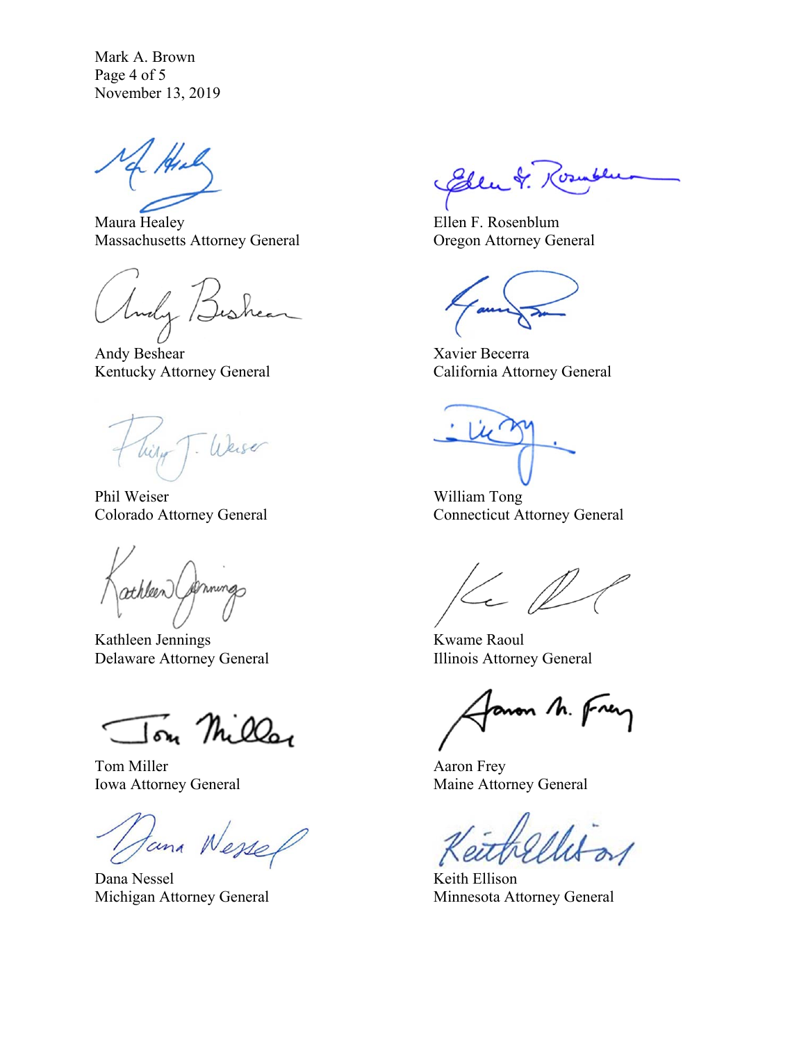Maura Healey
Massachusetts Attorney General

Ellen F. Rosenblum
Oregon Attorney General

Andy Beshear
Kentucky Attorney General

Xavier Becerra
California Attorney General

Phil Weiser
Colorado Attorney General

William Tong
Connecticut Attorney General

Kathleen Jennings
Delaware Attorney General

Kwame Raoul
Illinois Attorney General

Tom Miller
Iowa Attorney General

Aaron Frey
Maine Attorney General

Dana Nessel
Michigan Attorney General

Keith Ellison
Minnesota Attorney General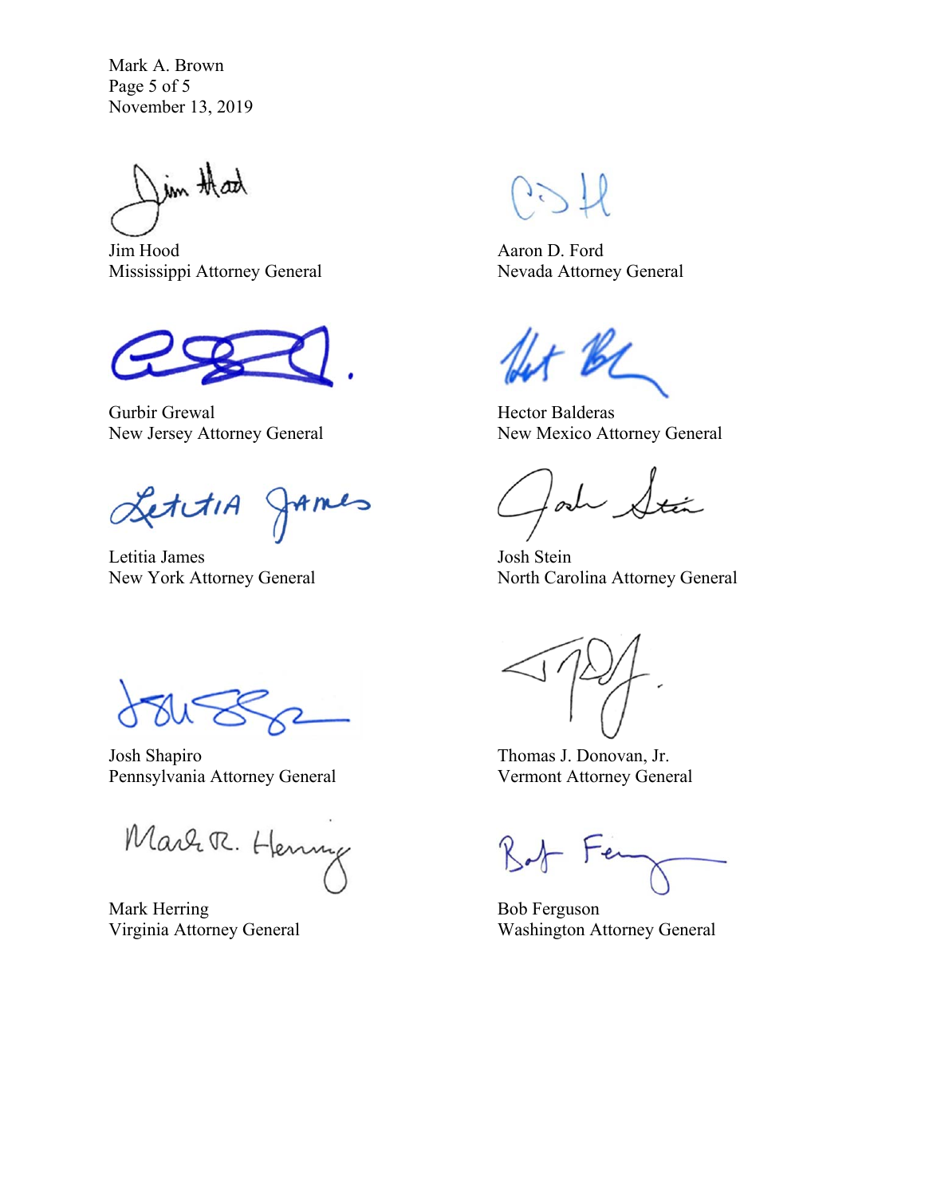Jim Hood
Mississippi Attorney General

Aaron D. Ford
Nevada Attorney General

Gurbir Grewal
New Jersey Attorney General

Hector Balderas
New Mexico Attorney General

Letitia James
New York Attorney General

Josh Stein
North Carolina Attorney General

Josh Shapiro
Pennsylvania Attorney General

Thomas J. Donovan, Jr.
Vermont Attorney General

Mark Herring
Virginia Attorney General

Bob Ferguson
Washington Attorney General